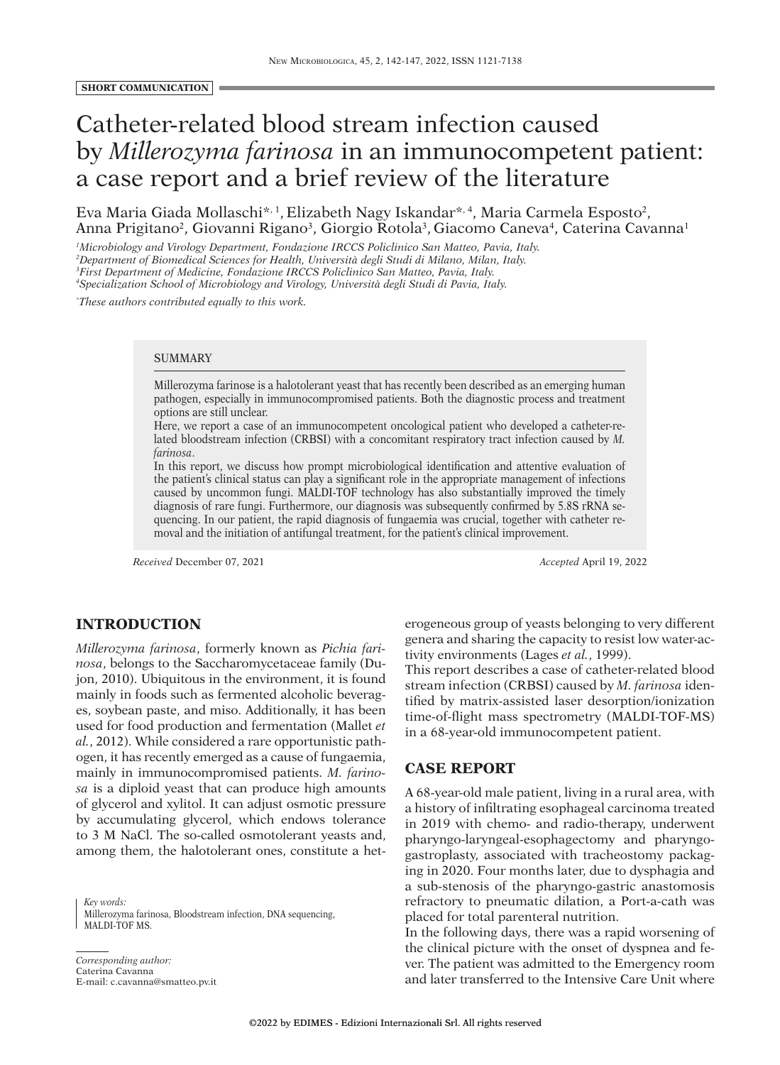**SHORT COMMUNICATION**

# Catheter-related blood stream infection caused by *Millerozyma farinosa* in an immunocompetent patient: a case report and a brief review of the literature

Eva Maria Giada Mollaschi*[1], Elizabeth Nagy Iskandar*[4], Maria Carmela Esposto[2], Anna Prigitano[2], Giovanni Rigano[3], Giorgio Rotola[3], Giacomo Caneva[4], Caterina Cavanna[1]

[1]*Microbiology and Virology Department, Fondazione IRCCS Policlinico San Matteo, Pavia, Italy.*
[2]*Department of Biomedical Sciences for Health, Università degli Studi di Milano, Milan, Italy.*
[3]*First Department of Medicine, Fondazione IRCCS Policlinico San Matteo, Pavia, Italy.*
[4]*Specialization School of Microbiology and Virology, Università degli Studi di Pavia, Italy.*

*\*These authors contributed equally to this work.*

## SUMMARY

Millerozyma farinose is a halotolerant yeast that has recently been described as an emerging human pathogen, especially in immunocompromised patients. Both the diagnostic process and treatment options are still unclear.

Here, we report a case of an immunocompetent oncological patient who developed a catheter-related bloodstream infection (CRBSI) with a concomitant respiratory tract infection caused by *M. farinosa*.

In this report, we discuss how prompt microbiological identification and attentive evaluation of the patient's clinical status can play a significant role in the appropriate management of infections caused by uncommon fungi. MALDI-TOF technology has also substantially improved the timely diagnosis of rare fungi. Furthermore, our diagnosis was subsequently confirmed by 5.8S rRNA sequencing. In our patient, the rapid diagnosis of fungaemia was crucial, together with catheter removal and the initiation of antifungal treatment, for the patient's clinical improvement.

*Received* December 07, 2021 *Accepted* April 19, 2022

*Key words:*
Millerozyma farinosa, Bloodstream infection, DNA sequencing, MALDI-TOF MS.

*Corresponding author:*
Caterina Cavanna
E-mail: c.cavanna@smatteo.pv.it

## INTRODUCTION

*Millerozyma farinosa*, formerly known as *Pichia farinosa*, belongs to the Saccharomycetaceae family (Dujon, 2010). Ubiquitous in the environment, it is found mainly in foods such as fermented alcoholic beverages, soybean paste, and miso. Additionally, it has been used for food production and fermentation (Mallet *et al.*, 2012). While considered a rare opportunistic pathogen, it has recently emerged as a cause of fungaemia, mainly in immunocompromised patients. *M. farinosa* is a diploid yeast that can produce high amounts of glycerol and xylitol. It can adjust osmotic pressure by accumulating glycerol, which endows tolerance to 3 M NaCl. The so-called osmotolerant yeasts and, among them, the halotolerant ones, constitute a heterogeneous group of yeasts belonging to very different genera and sharing the capacity to resist low water-activity environments (Lages *et al.*, 1999).

This report describes a case of catheter-related blood stream infection (CRBSI) caused by *M. farinosa* identified by matrix-assisted laser desorption/ionization time-of-flight mass spectrometry (MALDI-TOF-MS) in a 68-year-old immunocompetent patient.

## CASE REPORT

A 68-year-old male patient, living in a rural area, with a history of infiltrating esophageal carcinoma treated in 2019 with chemo- and radio-therapy, underwent pharyngo-laryngeal-esophagectomy and pharyngo-gastroplasty, associated with tracheostomy packaging in 2020. Four months later, due to dysphagia and a sub-stenosis of the pharyngo-gastric anastomosis refractory to pneumatic dilation, a Port-a-cath was placed for total parenteral nutrition.

In the following days, there was a rapid worsening of the clinical picture with the onset of dyspnea and fever. The patient was admitted to the Emergency room and later transferred to the Intensive Care Unit where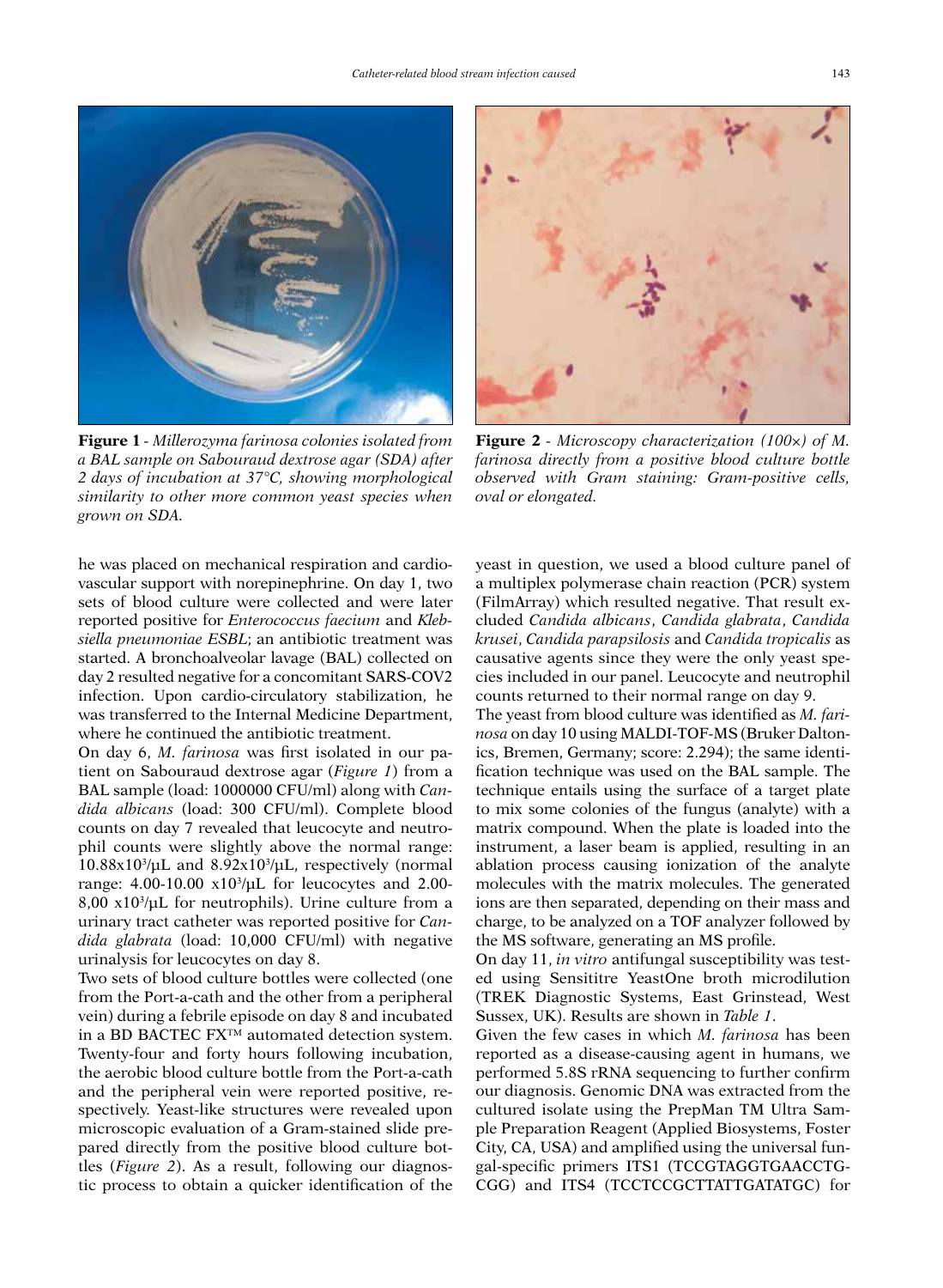**Figure 1** - *Millerozyma farinosa colonies isolated from a BAL sample on Sabouraud dextrose agar (SDA) after 2 days of incubation at 37°C, showing morphological similarity to other more common yeast species when grown on SDA.*

**Figure 2** - *Microscopy characterization (100×) of M. farinosa directly from a positive blood culture bottle observed with Gram staining: Gram-positive cells, oval or elongated.*

he was placed on mechanical respiration and cardiovascular support with norepinephrine. On day 1, two sets of blood culture were collected and were later reported positive for *Enterococcus faecium* and *Klebsiella pneumoniae ESBL*; an antibiotic treatment was started. A bronchoalveolar lavage (BAL) collected on day 2 resulted negative for a concomitant SARS-COV2 infection. Upon cardio-circulatory stabilization, he was transferred to the Internal Medicine Department, where he continued the antibiotic treatment.

On day 6, *M. farinosa* was first isolated in our patient on Sabouraud dextrose agar (*Figure 1*) from a BAL sample (load: 1000000 CFU/ml) along with *Candida albicans* (load: 300 CFU/ml). Complete blood counts on day 7 revealed that leucocyte and neutrophil counts were slightly above the normal range: $10.88x10^3/\mu L$ and $8.92x10^3/\mu L$, respectively (normal range: 4.00-10.00 $x10^3/\mu L$ for leucocytes and 2.00-8,00 $x10^3/\mu L$ for neutrophils). Urine culture from a urinary tract catheter was reported positive for *Candida glabrata* (load: 10,000 CFU/ml) with negative urinalysis for leucocytes on day 8.

Two sets of blood culture bottles were collected (one from the Port-a-cath and the other from a peripheral vein) during a febrile episode on day 8 and incubated in a BD BACTEC FX™ automated detection system. Twenty-four and forty hours following incubation, the aerobic blood culture bottle from the Port-a-cath and the peripheral vein were reported positive, respectively. Yeast-like structures were revealed upon microscopic evaluation of a Gram-stained slide prepared directly from the positive blood culture bottles (*Figure 2*). As a result, following our diagnostic process to obtain a quicker identification of the yeast in question, we used a blood culture panel of a multiplex polymerase chain reaction (PCR) system (FilmArray) which resulted negative. That result excluded *Candida albicans*, *Candida glabrata*, *Candida krusei*, *Candida parapsilosis* and *Candida tropicalis* as causative agents since they were the only yeast species included in our panel. Leucocyte and neutrophil counts returned to their normal range on day 9.

The yeast from blood culture was identified as *M. farinosa* on day 10 using MALDI-TOF-MS (Bruker Daltonics, Bremen, Germany; score: 2.294); the same identification technique was used on the BAL sample. The technique entails using the surface of a target plate to mix some colonies of the fungus (analyte) with a matrix compound. When the plate is loaded into the instrument, a laser beam is applied, resulting in an ablation process causing ionization of the analyte molecules with the matrix molecules. The generated ions are then separated, depending on their mass and charge, to be analyzed on a TOF analyzer followed by the MS software, generating an MS profile.

On day 11, *in vitro* antifungal susceptibility was tested using Sensititre YeastOne broth microdilution (TREK Diagnostic Systems, East Grinstead, West Sussex, UK). Results are shown in *Table 1*.

Given the few cases in which *M. farinosa* has been reported as a disease-causing agent in humans, we performed 5.8S rRNA sequencing to further confirm our diagnosis. Genomic DNA was extracted from the cultured isolate using the PrepMan TM Ultra Sample Preparation Reagent (Applied Biosystems, Foster City, CA, USA) and amplified using the universal fungal-specific primers ITS1 (TCCGTAGGTGAACCTGCGG) and ITS4 (TCCTCCGCTTATTGATATGC) for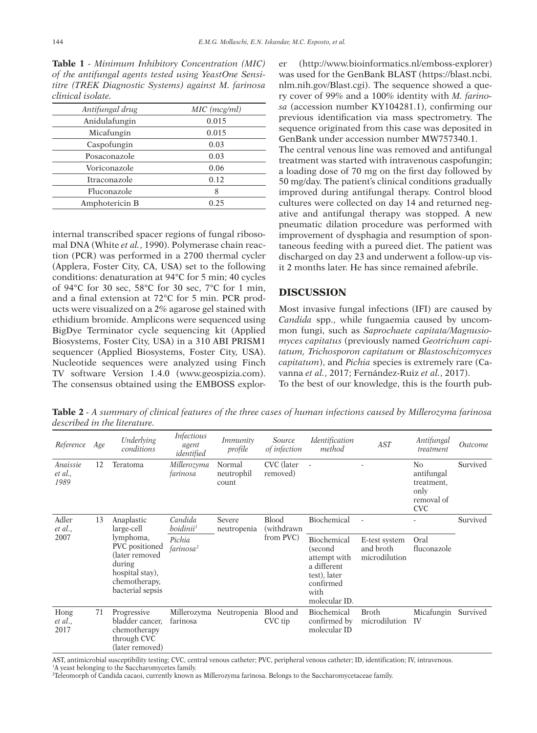**Table 1** - *Minimum Inhibitory Concentration (MIC) of the antifungal agents tested using YeastOne Sensititre (TREK Diagnostic Systems) against M. farinosa clinical isolate.*

| *Antifungal drug* | *MIC (mcg/ml)* |
|---|---|
| Anidulafungin | 0.015 |
| Micafungin | 0.015 |
| Caspofungin | 0.03 |
| Posaconazole | 0.03 |
| Voriconazole | 0.06 |
| Itraconazole | 0.12 |
| Fluconazole | 8 |
| Amphotericin B | 0.25 |

internal transcribed spacer regions of fungal ribosomal DNA (White *et al.*, 1990). Polymerase chain reaction (PCR) was performed in a 2700 thermal cycler (Applera, Foster City, CA, USA) set to the following conditions: denaturation at 94°C for 5 min; 40 cycles of 94°C for 30 sec, 58°C for 30 sec, 7°C for 1 min, and a final extension at 72°C for 5 min. PCR products were visualized on a 2% agarose gel stained with ethidium bromide. Amplicons were sequenced using BigDye Terminator cycle sequencing kit (Applied Biosystems, Foster City, USA) in a 310 ABI PRISM1 sequencer (Applied Biosystems, Foster City, USA). Nucleotide sequences were analyzed using Finch TV software Version 1.4.0 (www.geospizia.com). The consensus obtained using the EMBOSS explorer (http://www.bioinformatics.nl/emboss-explorer) was used for the GenBank BLAST (https://blast.ncbi.nlm.nih.gov/Blast.cgi). The sequence showed a query cover of 99% and a 100% identity with *M. farinosa* (accession number KY104281.1), confirming our previous identification via mass spectrometry. The sequence originated from this case was deposited in GenBank under accession number MW757340.1.

The central venous line was removed and antifungal treatment was started with intravenous caspofungin; a loading dose of 70 mg on the first day followed by 50 mg/day. The patient's clinical conditions gradually improved during antifungal therapy. Control blood cultures were collected on day 14 and returned negative and antifungal therapy was stopped. A new pneumatic dilation procedure was performed with improvement of dysphagia and resumption of spontaneous feeding with a pureed diet. The patient was discharged on day 23 and underwent a follow-up visit 2 months later. He has since remained afebrile.

## DISCUSSION

Most invasive fungal infections (IFI) are caused by *Candida* spp., while fungaemia caused by uncommon fungi, such as *Saprochaete capitata/Magnusiomyces capitatus* (previously named *Geotrichum capitatum, Trichosporon capitatum* or *Blastoschizomyces capitatum*), and *Pichia* species is extremely rare (Cavanna *et al.*, 2017; Fernández-Ruiz *et al.*, 2017).

To the best of our knowledge, this is the fourth pub-

**Table 2** - *A summary of clinical features of the three cases of human infections caused by Millerozyma farinosa described in the literature.*

| *Reference* | *Age* | *Underlying conditions* | *Infectious agent identified* | *Immunity profile* | *Source of infection* | *Identification method* | *AST* | *Antifungal treatment* | *Outcome* |
|---|---|---|---|---|---|---|---|---|---|
| *Anaissie et al., 1989* | 12 | Teratoma | *Millerozyma farinosa* | Normal neutrophil count | CVC (later removed) | - | - | No antifungal treatment, only removal of CVC | Survived |
| *Adler et al., 2007* | 13 | Anaplastic large-cell lymphoma, PVC positioned (later removed during hospital stay), chemotherapy, bacterial sepsis | *Candida boidinii*[1] | Severe neutropenia | Blood (withdrawn from PVC) | Biochemical | - | - | Survived |
| | | | *Pichia farinosa*[2] | | | Biochemical (second attempt with a different test), later confirmed with molecular ID. | E-test system and broth microdilution | Oral fluconazole | |
| *Hong et al., 2017* | 71 | Progressive bladder cancer, chemotherapy through CVC (later removed) | Millerozyma farinosa | Neutropenia | Blood and CVC tip | Biochemical confirmed by molecular ID | Broth microdilution | Micafungin IV | Survived |

AST, antimicrobial susceptibility testing; CVC, central venous catheter; PVC, peripheral venous catheter; ID, identification; IV, intravenous.
[1]A yeast belonging to the Saccharomycetes family.
[2]Teleomorph of Candida cacaoi, currently known as Millerozyma farinosa. Belongs to the Saccharomycetaceae family.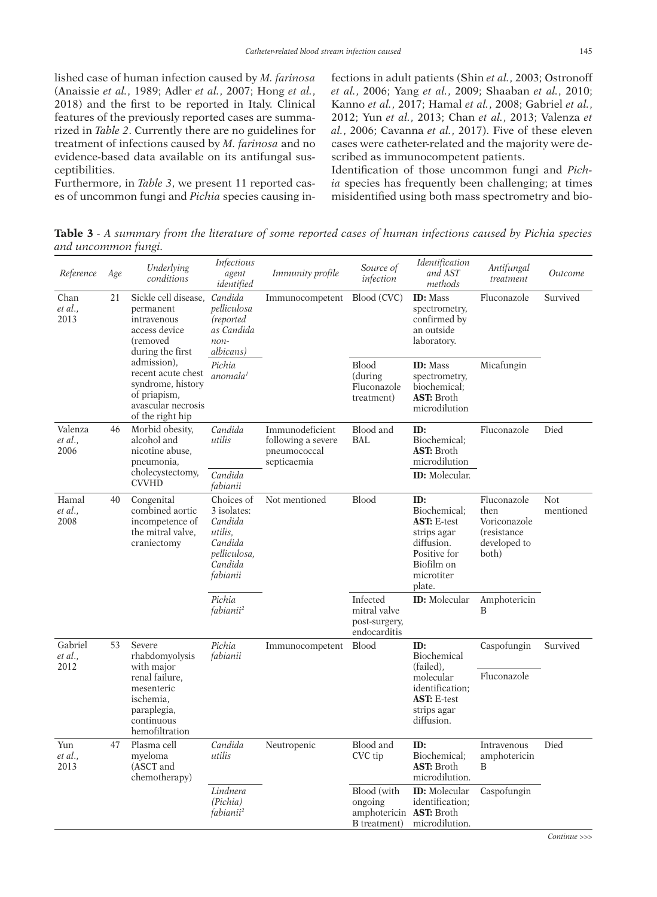lished case of human infection caused by *M. farinosa* (Anaissie *et al.*, 1989; Adler *et al.*, 2007; Hong *et al.*, 2018) and the first to be reported in Italy. Clinical features of the previously reported cases are summarized in *Table 2*. Currently there are no guidelines for treatment of infections caused by *M. farinosa* and no evidence-based data available on its antifungal susceptibilities.

Furthermore, in *Table 3*, we present 11 reported cases of uncommon fungi and *Pichia* species causing infections in adult patients (Shin *et al.*, 2003; Ostronoff *et al.*, 2006; Yang *et al.*, 2009; Shaaban *et al.*, 2010; Kanno *et al.*, 2017; Hamal *et al.*, 2008; Gabriel *et al.*, 2012; Yun *et al.*, 2013; Chan *et al.*, 2013; Valenza *et al.*, 2006; Cavanna *et al.*, 2017). Five of these eleven cases were catheter-related and the majority were described as immunocompetent patients.

Identification of those uncommon fungi and *Pichia* species has frequently been challenging; at times misidentified using both mass spectrometry and bio-

**Table 3** - *A summary from the literature of some reported cases of human infections caused by Pichia species and uncommon fungi.*

| *Reference* | *Age* | *Underlying conditions* | *Infectious agent identified* | *Immunity profile* | *Source of infection* | *Identification and AST methods* | *Antifungal treatment* | *Outcome* |
|---|---|---|---|---|---|---|---|---|
| Chan *et al.*, 2013 | 21 | Sickle cell disease, permanent intravenous access device (removed during the first admission), recent acute chest syndrome, history of priapism, avascular necrosis of the right hip | *Candida pelliculosa (reported as Candida non-albicans)* | Immunocompetent | Blood (CVC) | **ID:** Mass spectrometry, confirmed by an outside laboratory. | Fluconazole | Survived |
| | | | *Pichia anomala*[1] | | Blood (during Fluconazole treatment) | **ID:** Mass spectrometry, biochemical; **AST:** Broth microdilution | Micafungin | |
| Valenza *et al.*, 2006 | 46 | Morbid obesity, alcohol and nicotine abuse, pneumonia, cholecystectomy, CVVHD | *Candida utilis* | Immunodeficient following a severe pneumococcal septicaemia | Blood and BAL | **ID:** Biochemical; **AST:** Broth microdilution | Fluconazole | Died |
| | | | *Candida fabianii* | | | **ID:** Molecular. | | |
| Hamal *et al.*, 2008 | 40 | Congenital combined aortic incompetence of the mitral valve, craniectomy | Choices of 3 isolates: *Candida utilis, Candida pelliculosa, Candida fabianii* | Not mentioned | Blood | **ID:** Biochemical; **AST:** E-test strips agar diffusion. Positive for Biofilm on microtiter plate. | Fluconazole then Voriconazole (resistance developed to both) | Not mentioned |
| | | | *Pichia fabianii*[2] | | Infected mitral valve post-surgery, endocarditis | **ID:** Molecular | Amphotericin B | |
| Gabriel *et al.*, 2012 | 53 | Severe rhabdomyolysis with major renal failure, mesenteric ischemia, paraplegia, continuous hemofiltration | *Pichia fabianii* | Immunocompetent | Blood | **ID:** Biochemical (failed), molecular identification; **AST:** E-test strips agar diffusion. | Caspofungin | Survived |
| | | | | | | | Fluconazole | |
| Yun *et al.*, 2013 | 47 | Plasma cell myeloma (ASCT and chemotherapy) | *Candida utilis* | Neutropenic | Blood and CVC tip | **ID:** Biochemical; **AST:** Broth microdilution. | Intravenous amphotericin B | Died |
| | | | *Lindnera (Pichia) fabianii*[2] | | Blood (with ongoing amphotericin B treatment) | **ID:** Molecular identification; **AST:** Broth microdilution. | Caspofungin | |

*Continue >>>*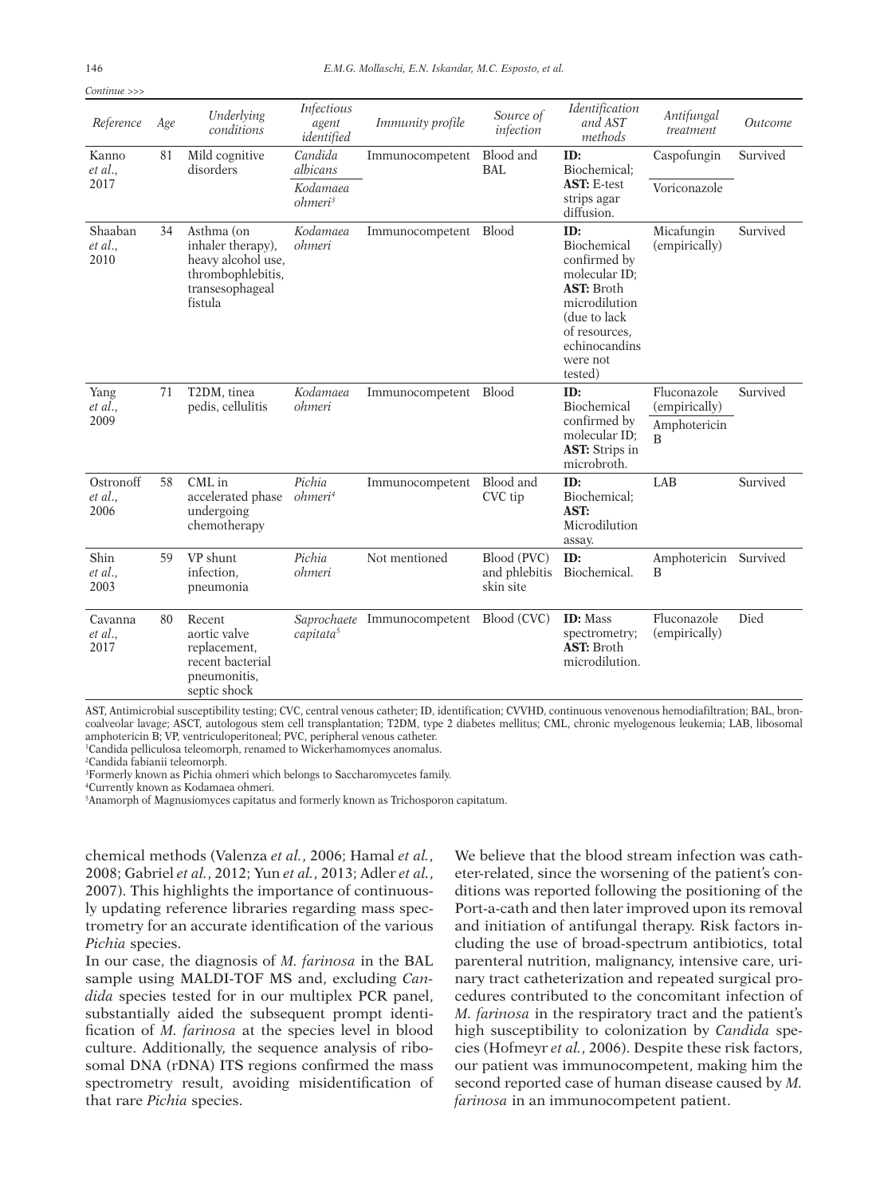*Continue >>>*

| Reference | Age | Underlying conditions | Infectious agent identified | Immunity profile | Source of infection | Identification and AST methods | Antifungal treatment | Outcome |
|---|---|---|---|---|---|---|---|---|
| Kanno *et al.*, 2017 | 81 | Mild cognitive disorders | *Candida albicans* | Immunocompetent | Blood and BAL | **ID:** Biochemical; **AST:** E-test strips agar diffusion. | Caspofungin | Survived |
| | | | *Kodamaea ohmeri*[3] | | | | Voriconazole | |
| Shaaban *et al.*, 2010 | 34 | Asthma (on inhaler therapy), heavy alcohol use, thrombophlebitis, transesophageal fistula | *Kodamaea ohmeri* | Immunocompetent | Blood | **ID:** Biochemical confirmed by molecular ID; **AST:** Broth microdilution (due to lack of resources, echinocandins were not tested) | Micafungin (empirically) | Survived |
| Yang *et al.*, 2009 | 71 | T2DM, tinea pedis, cellulitis | *Kodamaea ohmeri* | Immunocompetent | Blood | **ID:** Biochemical confirmed by molecular ID; **AST:** Strips in microbroth. | Fluconazole (empirically) | Survived |
| | | | | | | | Amphotericin B | |
| Ostronoff *et al.*, 2006 | 58 | CML in accelerated phase undergoing chemotherapy | *Pichia ohmeri*[4] | Immunocompetent | Blood and CVC tip | **ID:** Biochemical; **AST:** Microdilution assay. | LAB | Survived |
| Shin *et al.*, 2003 | 59 | VP shunt infection, pneumonia | *Pichia ohmeri* | Not mentioned | Blood (PVC) and phlebitis skin site | **ID:** Biochemical. | Amphotericin B | Survived |
| Cavanna *et al.*, 2017 | 80 | Recent aortic valve replacement, recent bacterial pneumonitis, septic shock | *Saprochaete capitata*[5] | Immunocompetent | Blood (CVC) | **ID:** Mass spectrometry; **AST:** Broth microdilution. | Fluconazole (empirically) | Died |

AST, Antimicrobial susceptibility testing; CVC, central venous catheter; ID, identification; CVVHD, continuous venovenous hemodiafiltration; BAL, broncoalveolar lavage; ASCT, autologous stem cell transplantation; T2DM, type 2 diabetes mellitus; CML, chronic myelogenous leukemia; LAB, libosomal amphotericin B; VP, ventriculoperitoneal; PVC, peripheral venous catheter.
[1]Candida pelliculosa teleomorph, renamed to Wickerhamomyces anomalus.
[2]Candida fabianii teleomorph.
[3]Formerly known as Pichia ohmeri which belongs to Saccharomycetes family.
[4]Currently known as Kodamaea ohmeri.
[5]Anamorph of Magnusiomyces capitatus and formerly known as Trichosporon capitatum.

chemical methods (Valenza *et al.*, 2006; Hamal *et al.*, 2008; Gabriel *et al.*, 2012; Yun *et al.*, 2013; Adler *et al.*, 2007). This highlights the importance of continuously updating reference libraries regarding mass spectrometry for an accurate identification of the various *Pichia* species.

In our case, the diagnosis of *M. farinosa* in the BAL sample using MALDI-TOF MS and, excluding *Candida* species tested for in our multiplex PCR panel, substantially aided the subsequent prompt identification of *M. farinosa* at the species level in blood culture. Additionally, the sequence analysis of ribosomal DNA (rDNA) ITS regions confirmed the mass spectrometry result, avoiding misidentification of that rare *Pichia* species.

We believe that the blood stream infection was catheter-related, since the worsening of the patient's conditions was reported following the positioning of the Port-a-cath and then later improved upon its removal and initiation of antifungal therapy. Risk factors including the use of broad-spectrum antibiotics, total parenteral nutrition, malignancy, intensive care, urinary tract catheterization and repeated surgical procedures contributed to the concomitant infection of *M. farinosa* in the respiratory tract and the patient's high susceptibility to colonization by *Candida* species (Hofmeyr *et al.*, 2006). Despite these risk factors, our patient was immunocompetent, making him the second reported case of human disease caused by *M. farinosa* in an immunocompetent patient.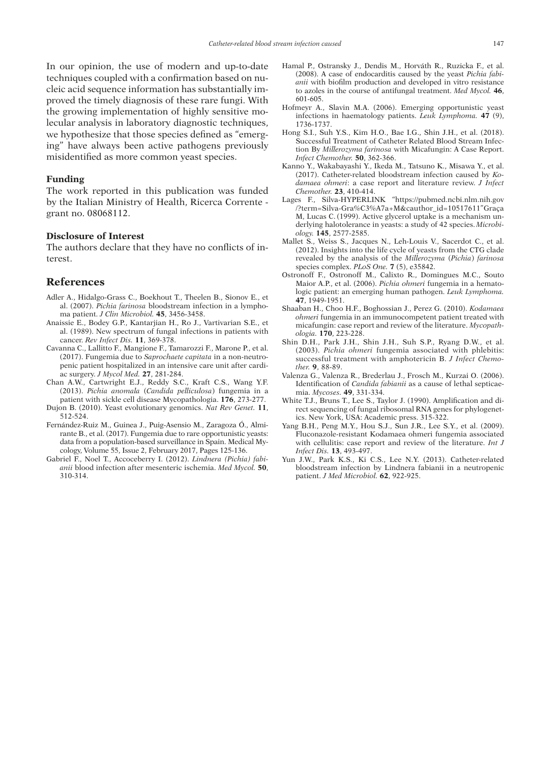In our opinion, the use of modern and up-to-date techniques coupled with a confirmation based on nucleic acid sequence information has substantially improved the timely diagnosis of these rare fungi. With the growing implementation of highly sensitive molecular analysis in laboratory diagnostic techniques, we hypothesize that those species defined as "emerging" have always been active pathogens previously misidentified as more common yeast species.

### Funding

The work reported in this publication was funded by the Italian Ministry of Health, Ricerca Corrente - grant no. 08068112.

### Disclosure of Interest

The authors declare that they have no conflicts of interest.

## References

Adler A., Hidalgo-Grass C., Boekhout T., Theelen B., Sionov E., et al. (2007). *Pichia farinosa* bloodstream infection in a lymphoma patient. *J Clin Microbiol.* **45**, 3456-3458.

Anaissie E., Bodey G.P., Kantarjian H., Ro J., Vartivarian S.E., et al. (1989). New spectrum of fungal infections in patients with cancer. *Rev Infect Dis.* **11**, 369-378.

Cavanna C., Lallitto F., Mangione F., Tamarozzi F., Marone P., et al. (2017). Fungemia due to *Saprochaete capitata* in a non-neutropenic patient hospitalized in an intensive care unit after cardiac surgery. *J Mycol Med.* **27**, 281-284.

Chan A.W., Cartwright E.J., Reddy S.C., Kraft C.S., Wang Y.F. (2013). *Pichia anomala* (*Candida pelliculosa*) fungemia in a patient with sickle cell disease Mycopathologia. **176**, 273-277.

Dujon B. (2010). Yeast evolutionary genomics. *Nat Rev Genet.* **11**, 512-524.

Fernández-Ruiz M., Guinea J., Puig-Asensio M., Zaragoza Ó., Almirante B., et al. (2017). Fungemia due to rare opportunistic yeasts: data from a population-based surveillance in Spain. Medical Mycology, Volume 55, Issue 2, February 2017, Pages 125-136.

Gabriel F., Noel T., Accoceberry I. (2012). *Lindnera (Pichia) fabianii* blood infection after mesenteric ischemia. *Med Mycol.* **50**, 310-314.

Hamal P., Ostransky J., Dendis M., Horváth R., Ruzicka F., et al. (2008). A case of endocarditis caused by the yeast *Pichia fabianii* with biofilm production and developed in vitro resistance to azoles in the course of antifungal treatment. *Med Mycol.* **46**, 601-605.

Hofmeyr A., Slavin M.A. (2006). Emerging opportunistic yeast infections in haematology patients. *Leuk Lymphoma.* **47** (9), 1736-1737.

Hong S.I., Suh Y.S., Kim H.O., Bae I.G., Shin J.H., et al. (2018). Successful Treatment of Catheter Related Blood Stream Infection By *Millerozyma farinosa* with Micafungin: A Case Report. *Infect Chemother.* **50**, 362-366.

Kanno Y., Wakabayashi Y., Ikeda M., Tatsuno K., Misawa Y., et al. (2017). Catheter-related bloodstream infection caused by *Kodamaea ohmeri*: a case report and literature review. *J Infect Chemother.* **23**, 410-414.

Lages F., Silva-HYPERLINK "https://pubmed.ncbi.nlm.nih.gov/?term=Silva-Gra%C3%A7a+M&cauthor_id=10517611"Graça M, Lucas C. (1999). Active glycerol uptake is a mechanism underlying halotolerance in yeasts: a study of 42 species. *Microbiology.* **145**, 2577-2585.

Mallet S., Weiss S., Jacques N., Leh-Louis V., Sacerdot C., et al. (2012). Insights into the life cycle of yeasts from the CTG clade revealed by the analysis of the *Millerozyma* (*Pichia*) *farinosa* species complex. *PLoS One.* **7** (5), e35842.

Ostronoff F., Ostronoff M., Calixto R., Domingues M.C., Souto Maior A.P., et al. (2006). *Pichia ohmeri* fungemia in a hematologic patient: an emerging human pathogen. *Leuk Lymphoma.* **47**, 1949-1951.

Shaaban H., Choo H.F., Boghossian J., Perez G. (2010). *Kodamaea ohmeri* fungemia in an immunocompetent patient treated with micafungin: case report and review of the literature. *Mycopathologia.* **170**, 223-228.

Shin D.H., Park J.H., Shin J.H., Suh S.P., Ryang D.W., et al. (2003). *Pichia ohmeri* fungemia associated with phlebitis: successful treatment with amphotericin B. *J Infect Chemother.* **9**, 88-89.

Valenza G., Valenza R., Brederlau J., Frosch M., Kurzai O. (2006). Identification of *Candida fabianii* as a cause of lethal septicaemia. *Mycoses.* **49**, 331-334.

White T.J., Bruns T., Lee S., Taylor J. (1990). Amplification and direct sequencing of fungal ribosomal RNA genes for phylogenetics. New York, USA: Academic press. 315-322.

Yang B.H., Peng M.Y., Hou S.J., Sun J.R., Lee S.Y., et al. (2009). Fluconazole-resistant Kodamaea ohmeri fungemia associated with cellulitis: case report and review of the literature. *Int J Infect Dis.* **13**, 493-497.

Yun J.W., Park K.S., Ki C.S., Lee N.Y. (2013). Catheter-related bloodstream infection by Lindnera fabianii in a neutropenic patient. *J Med Microbiol.* **62**, 922-925.